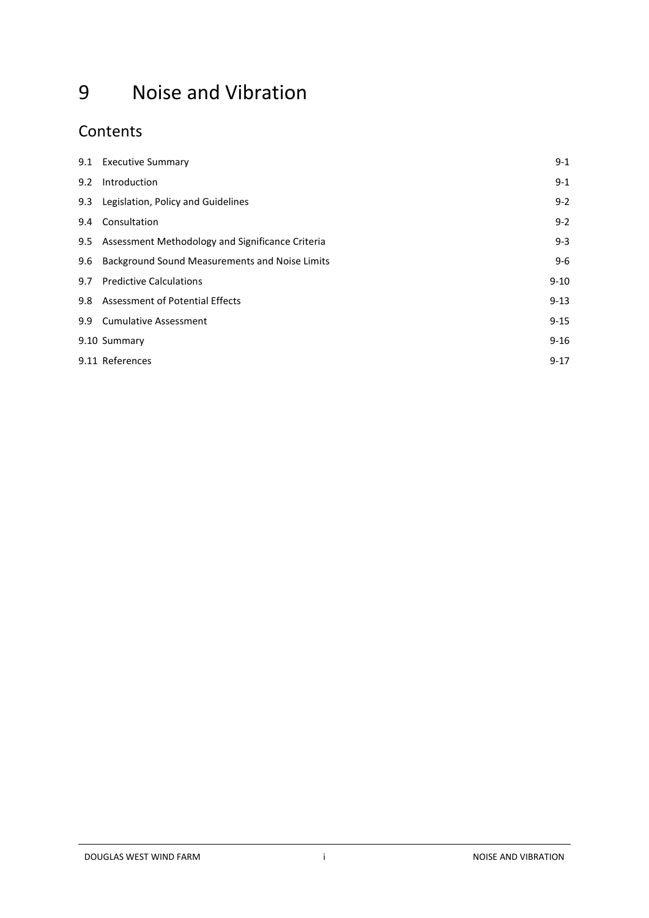# 9 Noise and Vibration

## Contents

| | | |
|---|---|---|
| 9.1 | Executive Summary | 9-1 |
| 9.2 | Introduction | 9-1 |
| 9.3 | Legislation, Policy and Guidelines | 9-2 |
| 9.4 | Consultation | 9-2 |
| 9.5 | Assessment Methodology and Significance Criteria | 9-3 |
| 9.6 | Background Sound Measurements and Noise Limits | 9-6 |
| 9.7 | Predictive Calculations | 9-10 |
| 9.8 | Assessment of Potential Effects | 9-13 |
| 9.9 | Cumulative Assessment | 9-15 |
| 9.10 | Summary | 9-16 |
| 9.11 | References | 9-17 |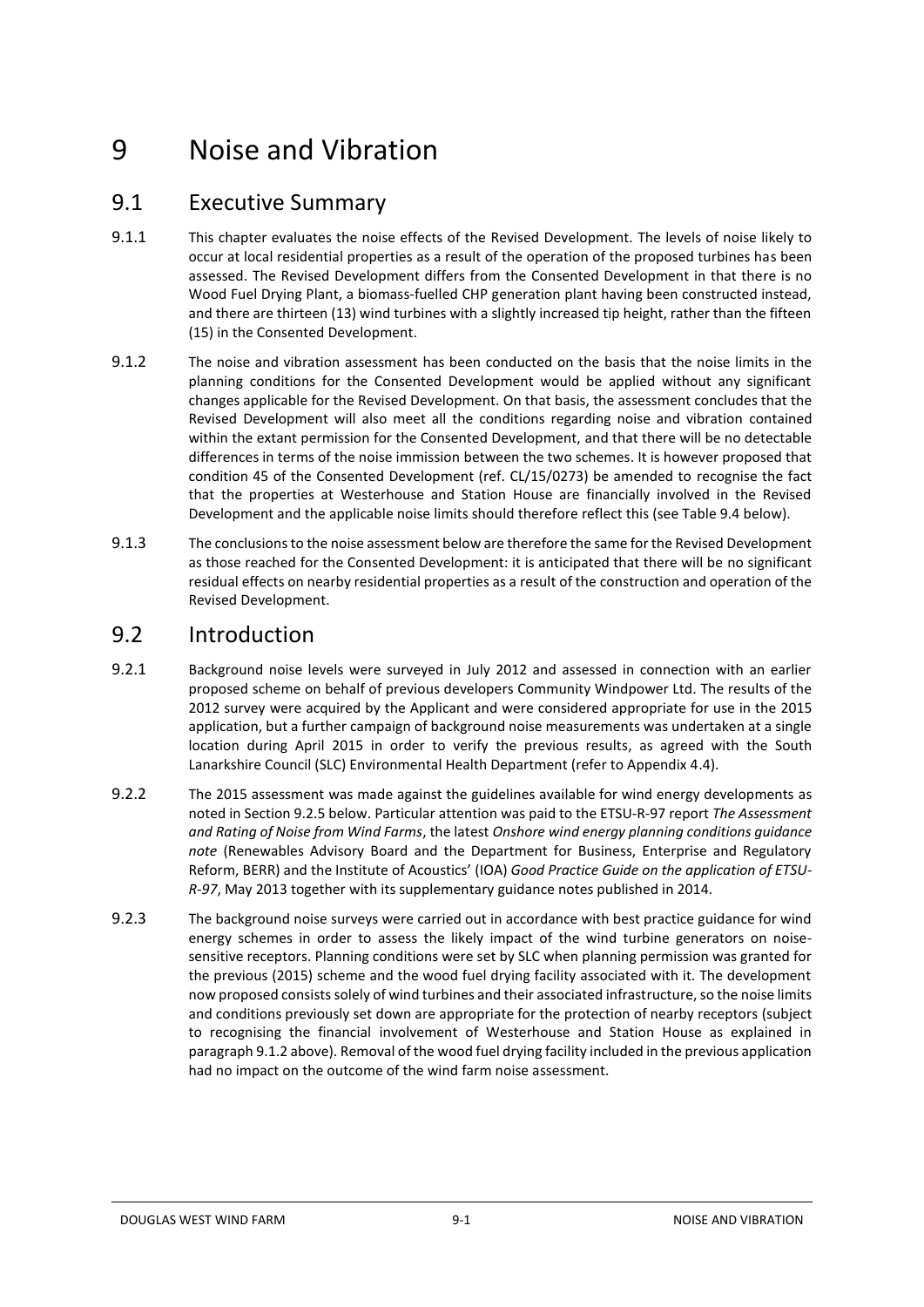# 9 Noise and Vibration

## 9.1 Executive Summary

9.1.1 This chapter evaluates the noise effects of the Revised Development. The levels of noise likely to occur at local residential properties as a result of the operation of the proposed turbines has been assessed. The Revised Development differs from the Consented Development in that there is no Wood Fuel Drying Plant, a biomass-fuelled CHP generation plant having been constructed instead, and there are thirteen (13) wind turbines with a slightly increased tip height, rather than the fifteen (15) in the Consented Development.

9.1.2 The noise and vibration assessment has been conducted on the basis that the noise limits in the planning conditions for the Consented Development would be applied without any significant changes applicable for the Revised Development. On that basis, the assessment concludes that the Revised Development will also meet all the conditions regarding noise and vibration contained within the extant permission for the Consented Development, and that there will be no detectable differences in terms of the noise immission between the two schemes. It is however proposed that condition 45 of the Consented Development (ref. CL/15/0273) be amended to recognise the fact that the properties at Westerhouse and Station House are financially involved in the Revised Development and the applicable noise limits should therefore reflect this (see Table 9.4 below).

9.1.3 The conclusions to the noise assessment below are therefore the same for the Revised Development as those reached for the Consented Development: it is anticipated that there will be no significant residual effects on nearby residential properties as a result of the construction and operation of the Revised Development.

## 9.2 Introduction

9.2.1 Background noise levels were surveyed in July 2012 and assessed in connection with an earlier proposed scheme on behalf of previous developers Community Windpower Ltd. The results of the 2012 survey were acquired by the Applicant and were considered appropriate for use in the 2015 application, but a further campaign of background noise measurements was undertaken at a single location during April 2015 in order to verify the previous results, as agreed with the South Lanarkshire Council (SLC) Environmental Health Department (refer to Appendix 4.4).

9.2.2 The 2015 assessment was made against the guidelines available for wind energy developments as noted in Section 9.2.5 below. Particular attention was paid to the ETSU-R-97 report *The Assessment and Rating of Noise from Wind Farms*, the latest *Onshore wind energy planning conditions guidance note* (Renewables Advisory Board and the Department for Business, Enterprise and Regulatory Reform, BERR) and the Institute of Acoustics' (IOA) *Good Practice Guide on the application of ETSU-R-97*, May 2013 together with its supplementary guidance notes published in 2014.

9.2.3 The background noise surveys were carried out in accordance with best practice guidance for wind energy schemes in order to assess the likely impact of the wind turbine generators on noise-sensitive receptors. Planning conditions were set by SLC when planning permission was granted for the previous (2015) scheme and the wood fuel drying facility associated with it. The development now proposed consists solely of wind turbines and their associated infrastructure, so the noise limits and conditions previously set down are appropriate for the protection of nearby receptors (subject to recognising the financial involvement of Westerhouse and Station House as explained in paragraph 9.1.2 above). Removal of the wood fuel drying facility included in the previous application had no impact on the outcome of the wind farm noise assessment.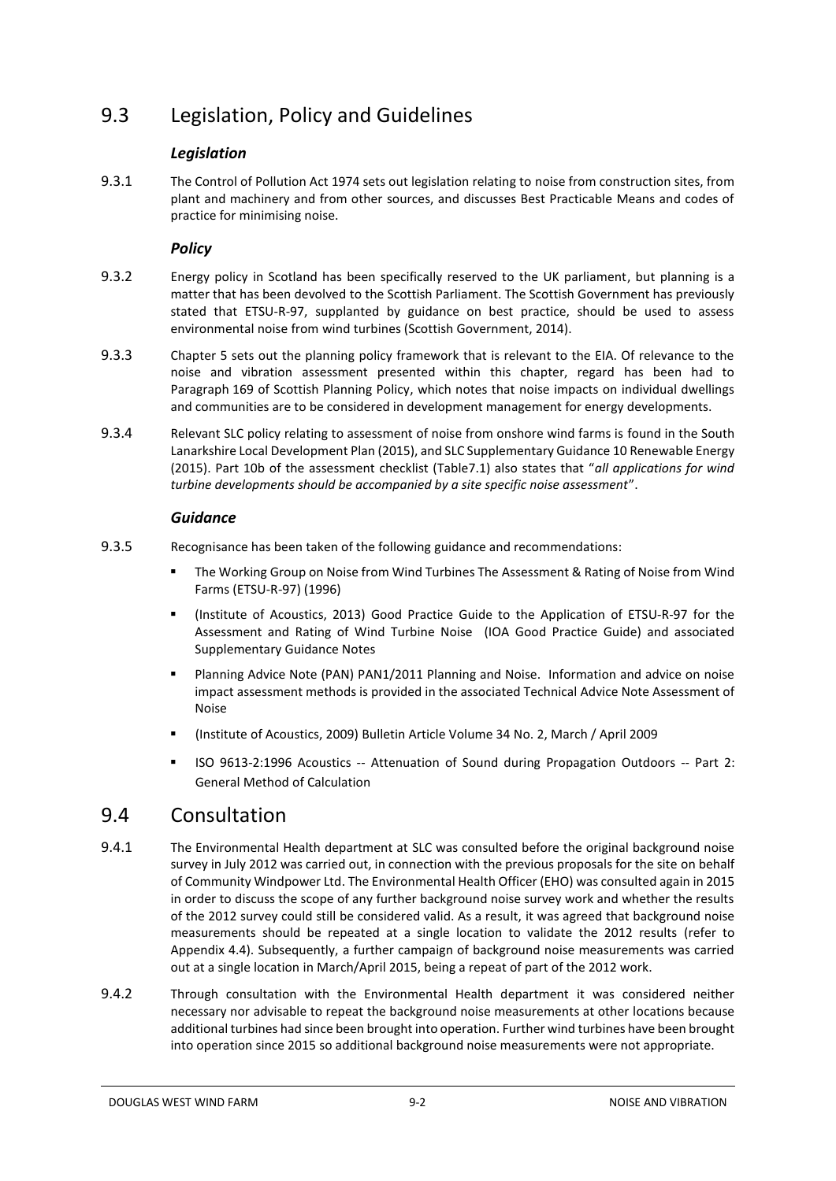## 9.3 Legislation, Policy and Guidelines

### *Legislation*

9.3.1 The Control of Pollution Act 1974 sets out legislation relating to noise from construction sites, from plant and machinery and from other sources, and discusses Best Practicable Means and codes of practice for minimising noise.

### *Policy*

9.3.2 Energy policy in Scotland has been specifically reserved to the UK parliament, but planning is a matter that has been devolved to the Scottish Parliament. The Scottish Government has previously stated that ETSU-R-97, supplanted by guidance on best practice, should be used to assess environmental noise from wind turbines (Scottish Government, 2014).

9.3.3 Chapter 5 sets out the planning policy framework that is relevant to the EIA. Of relevance to the noise and vibration assessment presented within this chapter, regard has been had to Paragraph 169 of Scottish Planning Policy, which notes that noise impacts on individual dwellings and communities are to be considered in development management for energy developments.

9.3.4 Relevant SLC policy relating to assessment of noise from onshore wind farms is found in the South Lanarkshire Local Development Plan (2015), and SLC Supplementary Guidance 10 Renewable Energy (2015). Part 10b of the assessment checklist (Table7.1) also states that "*all applications for wind turbine developments should be accompanied by a site specific noise assessment*".

### *Guidance*

9.3.5 Recognisance has been taken of the following guidance and recommendations:

- The Working Group on Noise from Wind Turbines The Assessment & Rating of Noise from Wind Farms (ETSU-R-97) (1996)
- (Institute of Acoustics, 2013) Good Practice Guide to the Application of ETSU-R-97 for the Assessment and Rating of Wind Turbine Noise (IOA Good Practice Guide) and associated Supplementary Guidance Notes
- Planning Advice Note (PAN) PAN1/2011 Planning and Noise. Information and advice on noise impact assessment methods is provided in the associated Technical Advice Note Assessment of Noise
- (Institute of Acoustics, 2009) Bulletin Article Volume 34 No. 2, March / April 2009
- ISO 9613-2:1996 Acoustics -- Attenuation of Sound during Propagation Outdoors -- Part 2: General Method of Calculation

## 9.4 Consultation

9.4.1 The Environmental Health department at SLC was consulted before the original background noise survey in July 2012 was carried out, in connection with the previous proposals for the site on behalf of Community Windpower Ltd. The Environmental Health Officer (EHO) was consulted again in 2015 in order to discuss the scope of any further background noise survey work and whether the results of the 2012 survey could still be considered valid. As a result, it was agreed that background noise measurements should be repeated at a single location to validate the 2012 results (refer to Appendix 4.4). Subsequently, a further campaign of background noise measurements was carried out at a single location in March/April 2015, being a repeat of part of the 2012 work.

9.4.2 Through consultation with the Environmental Health department it was considered neither necessary nor advisable to repeat the background noise measurements at other locations because additional turbines had since been brought into operation. Further wind turbines have been brought into operation since 2015 so additional background noise measurements were not appropriate.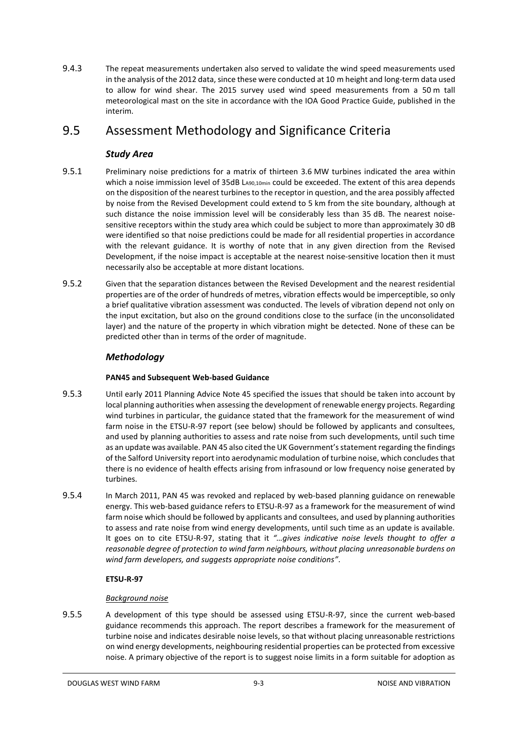9.4.3 The repeat measurements undertaken also served to validate the wind speed measurements used in the analysis of the 2012 data, since these were conducted at 10 m height and long-term data used to allow for wind shear. The 2015 survey used wind speed measurements from a 50 m tall meteorological mast on the site in accordance with the IOA Good Practice Guide, published in the interim.

## 9.5 Assessment Methodology and Significance Criteria

### *Study Area*

9.5.1 Preliminary noise predictions for a matrix of thirteen 3.6 MW turbines indicated the area within which a noise immission level of 35dB $L_{A90,10min}$ could be exceeded. The extent of this area depends on the disposition of the nearest turbines to the receptor in question, and the area possibly affected by noise from the Revised Development could extend to 5 km from the site boundary, although at such distance the noise immission level will be considerably less than 35 dB. The nearest noise-sensitive receptors within the study area which could be subject to more than approximately 30 dB were identified so that noise predictions could be made for all residential properties in accordance with the relevant guidance. It is worthy of note that in any given direction from the Revised Development, if the noise impact is acceptable at the nearest noise-sensitive location then it must necessarily also be acceptable at more distant locations.

9.5.2 Given that the separation distances between the Revised Development and the nearest residential properties are of the order of hundreds of metres, vibration effects would be imperceptible, so only a brief qualitative vibration assessment was conducted. The levels of vibration depend not only on the input excitation, but also on the ground conditions close to the surface (in the unconsolidated layer) and the nature of the property in which vibration might be detected. None of these can be predicted other than in terms of the order of magnitude.

### *Methodology*

#### PAN45 and Subsequent Web-based Guidance

9.5.3 Until early 2011 Planning Advice Note 45 specified the issues that should be taken into account by local planning authorities when assessing the development of renewable energy projects. Regarding wind turbines in particular, the guidance stated that the framework for the measurement of wind farm noise in the ETSU-R-97 report (see below) should be followed by applicants and consultees, and used by planning authorities to assess and rate noise from such developments, until such time as an update was available. PAN 45 also cited the UK Government's statement regarding the findings of the Salford University report into aerodynamic modulation of turbine noise, which concludes that there is no evidence of health effects arising from infrasound or low frequency noise generated by turbines.

9.5.4 In March 2011, PAN 45 was revoked and replaced by web-based planning guidance on renewable energy. This web-based guidance refers to ETSU-R-97 as a framework for the measurement of wind farm noise which should be followed by applicants and consultees, and used by planning authorities to assess and rate noise from wind energy developments, until such time as an update is available. It goes on to cite ETSU-R-97, stating that it *"…gives indicative noise levels thought to offer a reasonable degree of protection to wind farm neighbours, without placing unreasonable burdens on wind farm developers, and suggests appropriate noise conditions"*.

#### ETSU-R-97

<u>Background noise</u>

9.5.5 A development of this type should be assessed using ETSU-R-97, since the current web-based guidance recommends this approach. The report describes a framework for the measurement of turbine noise and indicates desirable noise levels, so that without placing unreasonable restrictions on wind energy developments, neighbouring residential properties can be protected from excessive noise. A primary objective of the report is to suggest noise limits in a form suitable for adoption as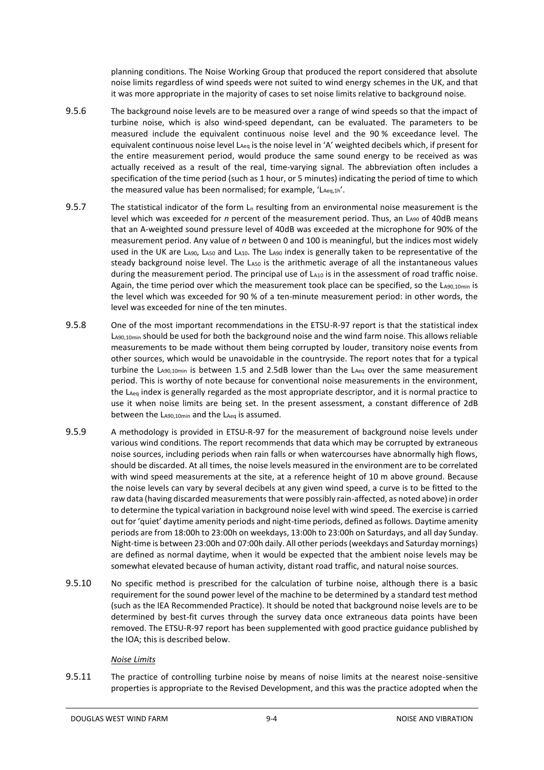planning conditions. The Noise Working Group that produced the report considered that absolute noise limits regardless of wind speeds were not suited to wind energy schemes in the UK, and that it was more appropriate in the majority of cases to set noise limits relative to background noise.

9.5.6 The background noise levels are to be measured over a range of wind speeds so that the impact of turbine noise, which is also wind-speed dependant, can be evaluated. The parameters to be measured include the equivalent continuous noise level and the 90 % exceedance level. The equivalent continuous noise level $L_{Aeq}$ is the noise level in 'A' weighted decibels which, if present for the entire measurement period, would produce the same sound energy to be received as was actually received as a result of the real, time-varying signal. The abbreviation often includes a specification of the time period (such as 1 hour, or 5 minutes) indicating the period of time to which the measured value has been normalised; for example, '$L_{Aeq,1h}$'.

9.5.7 The statistical indicator of the form $L_n$ resulting from an environmental noise measurement is the level which was exceeded for *n* percent of the measurement period. Thus, an $L_{A90}$ of 40dB means that an A-weighted sound pressure level of 40dB was exceeded at the microphone for 90% of the measurement period. Any value of *n* between 0 and 100 is meaningful, but the indices most widely used in the UK are $L_{A90}$, $L_{A50}$ and $L_{A10}$. The $L_{A90}$ index is generally taken to be representative of the steady background noise level. The $L_{A50}$ is the arithmetic average of all the instantaneous values during the measurement period. The principal use of $L_{A10}$ is in the assessment of road traffic noise. Again, the time period over which the measurement took place can be specified, so the $L_{A90,10min}$ is the level which was exceeded for 90 % of a ten-minute measurement period: in other words, the level was exceeded for nine of the ten minutes.

9.5.8 One of the most important recommendations in the ETSU-R-97 report is that the statistical index $L_{A90,10min}$ should be used for both the background noise and the wind farm noise. This allows reliable measurements to be made without them being corrupted by louder, transitory noise events from other sources, which would be unavoidable in the countryside. The report notes that for a typical turbine the $L_{A90,10min}$ is between 1.5 and 2.5dB lower than the $L_{Aeq}$ over the same measurement period. This is worthy of note because for conventional noise measurements in the environment, the $L_{Aeq}$ index is generally regarded as the most appropriate descriptor, and it is normal practice to use it when noise limits are being set. In the present assessment, a constant difference of 2dB between the $L_{A90,10min}$ and the $L_{Aeq}$ is assumed.

9.5.9 A methodology is provided in ETSU-R-97 for the measurement of background noise levels under various wind conditions. The report recommends that data which may be corrupted by extraneous noise sources, including periods when rain falls or when watercourses have abnormally high flows, should be discarded. At all times, the noise levels measured in the environment are to be correlated with wind speed measurements at the site, at a reference height of 10 m above ground. Because the noise levels can vary by several decibels at any given wind speed, a curve is to be fitted to the raw data (having discarded measurements that were possibly rain-affected, as noted above) in order to determine the typical variation in background noise level with wind speed. The exercise is carried out for 'quiet' daytime amenity periods and night-time periods, defined as follows. Daytime amenity periods are from 18:00h to 23:00h on weekdays, 13:00h to 23:00h on Saturdays, and all day Sunday. Night-time is between 23:00h and 07:00h daily. All other periods (weekdays and Saturday mornings) are defined as normal daytime, when it would be expected that the ambient noise levels may be somewhat elevated because of human activity, distant road traffic, and natural noise sources.

9.5.10 No specific method is prescribed for the calculation of turbine noise, although there is a basic requirement for the sound power level of the machine to be determined by a standard test method (such as the IEA Recommended Practice). It should be noted that background noise levels are to be determined by best-fit curves through the survey data once extraneous data points have been removed. The ETSU-R-97 report has been supplemented with good practice guidance published by the IOA; this is described below.

*Noise Limits*

9.5.11 The practice of controlling turbine noise by means of noise limits at the nearest noise-sensitive properties is appropriate to the Revised Development, and this was the practice adopted when the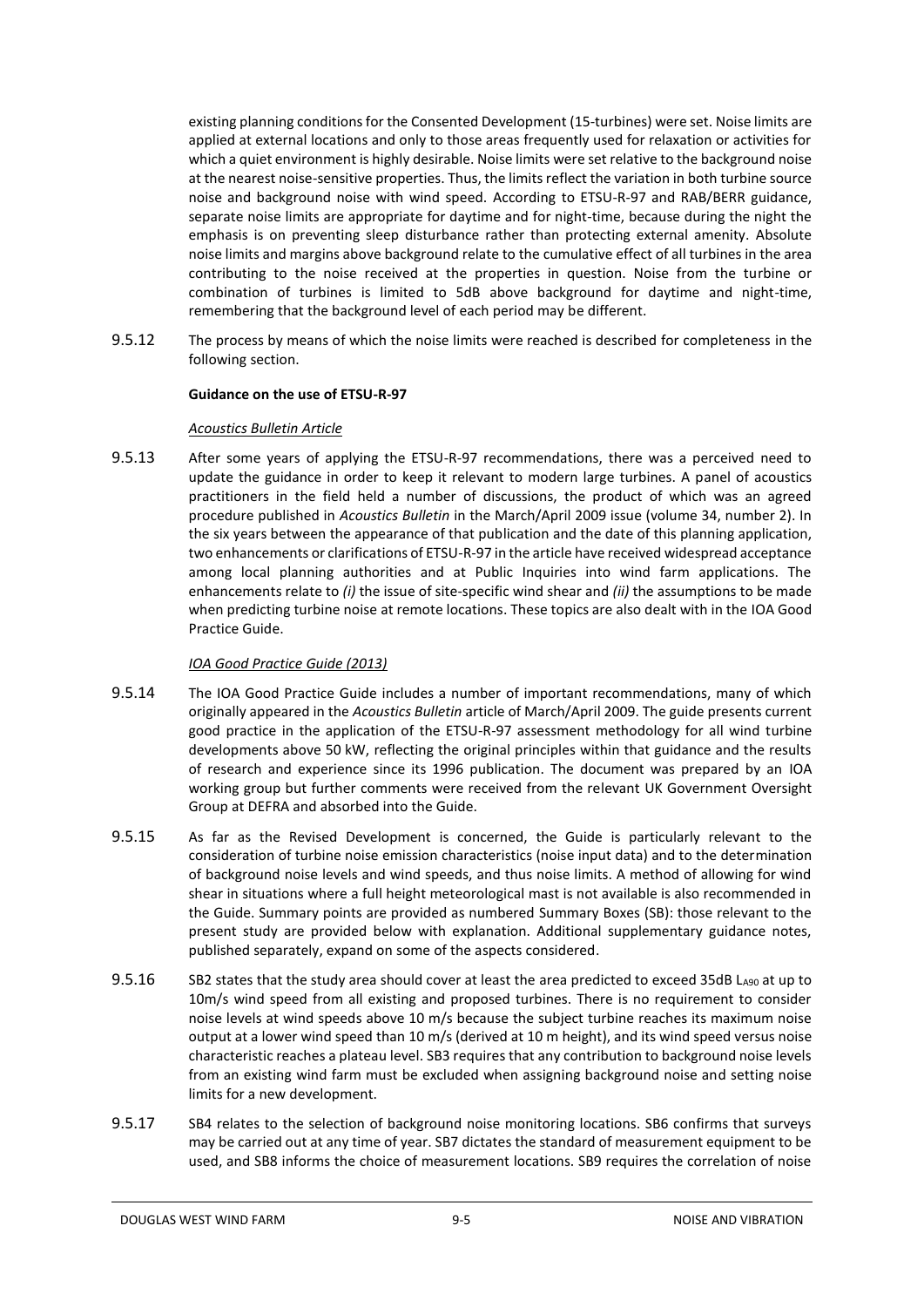existing planning conditions for the Consented Development (15-turbines) were set. Noise limits are applied at external locations and only to those areas frequently used for relaxation or activities for which a quiet environment is highly desirable. Noise limits were set relative to the background noise at the nearest noise-sensitive properties. Thus, the limits reflect the variation in both turbine source noise and background noise with wind speed. According to ETSU-R-97 and RAB/BERR guidance, separate noise limits are appropriate for daytime and for night-time, because during the night the emphasis is on preventing sleep disturbance rather than protecting external amenity. Absolute noise limits and margins above background relate to the cumulative effect of all turbines in the area contributing to the noise received at the properties in question. Noise from the turbine or combination of turbines is limited to 5dB above background for daytime and night-time, remembering that the background level of each period may be different.

9.5.12 The process by means of which the noise limits were reached is described for completeness in the following section.

**Guidance on the use of ETSU-R-97**

*Acoustics Bulletin Article*

9.5.13 After some years of applying the ETSU-R-97 recommendations, there was a perceived need to update the guidance in order to keep it relevant to modern large turbines. A panel of acoustics practitioners in the field held a number of discussions, the product of which was an agreed procedure published in *Acoustics Bulletin* in the March/April 2009 issue (volume 34, number 2). In the six years between the appearance of that publication and the date of this planning application, two enhancements or clarifications of ETSU-R-97 in the article have received widespread acceptance among local planning authorities and at Public Inquiries into wind farm applications. The enhancements relate to *(i)* the issue of site-specific wind shear and *(ii)* the assumptions to be made when predicting turbine noise at remote locations. These topics are also dealt with in the IOA Good Practice Guide.

*IOA Good Practice Guide (2013)*

9.5.14 The IOA Good Practice Guide includes a number of important recommendations, many of which originally appeared in the *Acoustics Bulletin* article of March/April 2009. The guide presents current good practice in the application of the ETSU-R-97 assessment methodology for all wind turbine developments above 50 kW, reflecting the original principles within that guidance and the results of research and experience since its 1996 publication. The document was prepared by an IOA working group but further comments were received from the relevant UK Government Oversight Group at DEFRA and absorbed into the Guide.

9.5.15 As far as the Revised Development is concerned, the Guide is particularly relevant to the consideration of turbine noise emission characteristics (noise input data) and to the determination of background noise levels and wind speeds, and thus noise limits. A method of allowing for wind shear in situations where a full height meteorological mast is not available is also recommended in the Guide. Summary points are provided as numbered Summary Boxes (SB): those relevant to the present study are provided below with explanation. Additional supplementary guidance notes, published separately, expand on some of the aspects considered.

9.5.16 SB2 states that the study area should cover at least the area predicted to exceed 35dB $L_{A90}$ at up to 10m/s wind speed from all existing and proposed turbines. There is no requirement to consider noise levels at wind speeds above 10 m/s because the subject turbine reaches its maximum noise output at a lower wind speed than 10 m/s (derived at 10 m height), and its wind speed versus noise characteristic reaches a plateau level. SB3 requires that any contribution to background noise levels from an existing wind farm must be excluded when assigning background noise and setting noise limits for a new development.

9.5.17 SB4 relates to the selection of background noise monitoring locations. SB6 confirms that surveys may be carried out at any time of year. SB7 dictates the standard of measurement equipment to be used, and SB8 informs the choice of measurement locations. SB9 requires the correlation of noise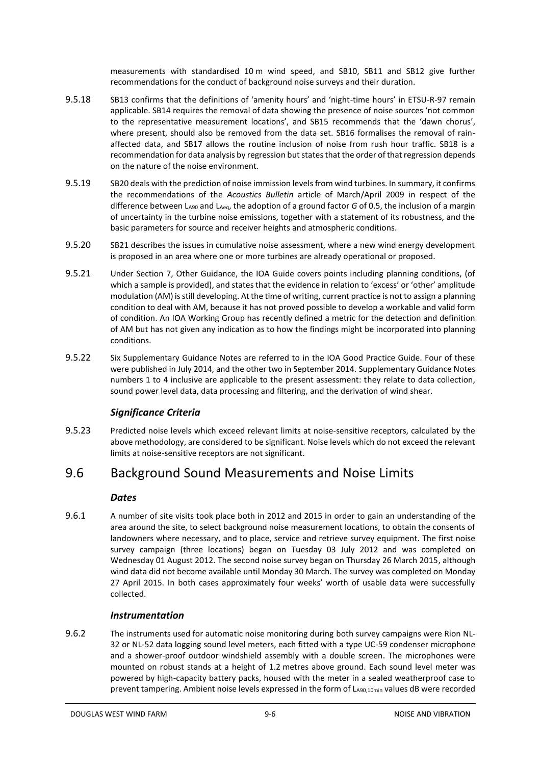measurements with standardised 10 m wind speed, and SB10, SB11 and SB12 give further recommendations for the conduct of background noise surveys and their duration.

9.5.18 SB13 confirms that the definitions of 'amenity hours' and 'night-time hours' in ETSU-R-97 remain applicable. SB14 requires the removal of data showing the presence of noise sources 'not common to the representative measurement locations', and SB15 recommends that the 'dawn chorus', where present, should also be removed from the data set. SB16 formalises the removal of rain-affected data, and SB17 allows the routine inclusion of noise from rush hour traffic. SB18 is a recommendation for data analysis by regression but states that the order of that regression depends on the nature of the noise environment.

9.5.19 SB20 deals with the prediction of noise immission levels from wind turbines. In summary, it confirms the recommendations of the *Acoustics Bulletin* article of March/April 2009 in respect of the difference between $L_{A90}$ and $L_{Aeq}$, the adoption of a ground factor *G* of 0.5, the inclusion of a margin of uncertainty in the turbine noise emissions, together with a statement of its robustness, and the basic parameters for source and receiver heights and atmospheric conditions.

9.5.20 SB21 describes the issues in cumulative noise assessment, where a new wind energy development is proposed in an area where one or more turbines are already operational or proposed.

9.5.21 Under Section 7, Other Guidance, the IOA Guide covers points including planning conditions, (of which a sample is provided), and states that the evidence in relation to 'excess' or 'other' amplitude modulation (AM) is still developing. At the time of writing, current practice is not to assign a planning condition to deal with AM, because it has not proved possible to develop a workable and valid form of condition. An IOA Working Group has recently defined a metric for the detection and definition of AM but has not given any indication as to how the findings might be incorporated into planning conditions.

9.5.22 Six Supplementary Guidance Notes are referred to in the IOA Good Practice Guide. Four of these were published in July 2014, and the other two in September 2014. Supplementary Guidance Notes numbers 1 to 4 inclusive are applicable to the present assessment: they relate to data collection, sound power level data, data processing and filtering, and the derivation of wind shear.

### *Significance Criteria*

9.5.23 Predicted noise levels which exceed relevant limits at noise-sensitive receptors, calculated by the above methodology, are considered to be significant. Noise levels which do not exceed the relevant limits at noise-sensitive receptors are not significant.

## 9.6 Background Sound Measurements and Noise Limits

### *Dates*

9.6.1 A number of site visits took place both in 2012 and 2015 in order to gain an understanding of the area around the site, to select background noise measurement locations, to obtain the consents of landowners where necessary, and to place, service and retrieve survey equipment. The first noise survey campaign (three locations) began on Tuesday 03 July 2012 and was completed on Wednesday 01 August 2012. The second noise survey began on Thursday 26 March 2015, although wind data did not become available until Monday 30 March. The survey was completed on Monday 27 April 2015. In both cases approximately four weeks' worth of usable data were successfully collected.

### *Instrumentation*

9.6.2 The instruments used for automatic noise monitoring during both survey campaigns were Rion NL-32 or NL-52 data logging sound level meters, each fitted with a type UC-59 condenser microphone and a shower-proof outdoor windshield assembly with a double screen. The microphones were mounted on robust stands at a height of 1.2 metres above ground. Each sound level meter was powered by high-capacity battery packs, housed with the meter in a sealed weatherproof case to prevent tampering. Ambient noise levels expressed in the form of $L_{A90,10min}$ values dB were recorded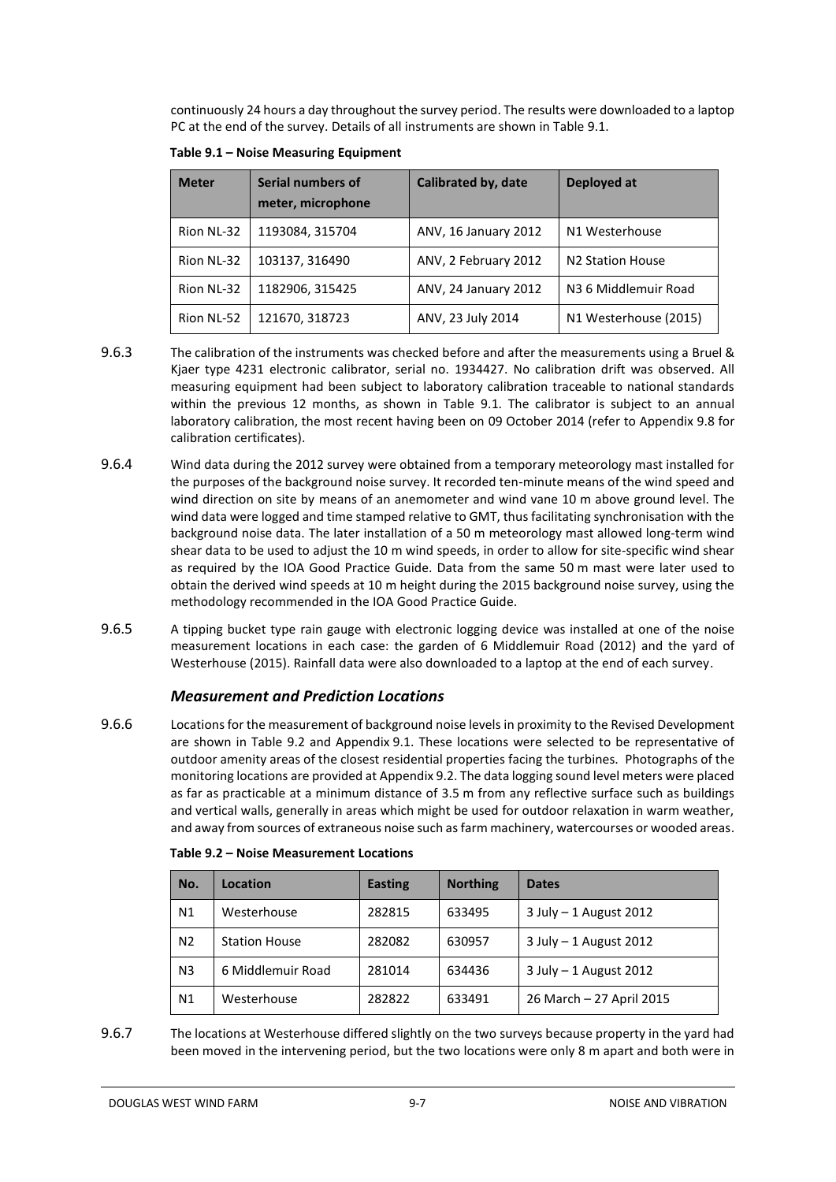continuously 24 hours a day throughout the survey period. The results were downloaded to a laptop PC at the end of the survey. Details of all instruments are shown in Table 9.1.

**Table 9.1 – Noise Measuring Equipment**

| Meter | Serial numbers of meter, microphone | Calibrated by, date | Deployed at |
|---|---|---|---|
| Rion NL-32 | 1193084, 315704 | ANV, 16 January 2012 | N1 Westerhouse |
| Rion NL-32 | 103137, 316490 | ANV, 2 February 2012 | N2 Station House |
| Rion NL-32 | 1182906, 315425 | ANV, 24 January 2012 | N3 6 Middlemuir Road |
| Rion NL-52 | 121670, 318723 | ANV, 23 July 2014 | N1 Westerhouse (2015) |

9.6.3 The calibration of the instruments was checked before and after the measurements using a Bruel & Kjaer type 4231 electronic calibrator, serial no. 1934427. No calibration drift was observed. All measuring equipment had been subject to laboratory calibration traceable to national standards within the previous 12 months, as shown in Table 9.1. The calibrator is subject to an annual laboratory calibration, the most recent having been on 09 October 2014 (refer to Appendix 9.8 for calibration certificates).

9.6.4 Wind data during the 2012 survey were obtained from a temporary meteorology mast installed for the purposes of the background noise survey. It recorded ten-minute means of the wind speed and wind direction on site by means of an anemometer and wind vane 10 m above ground level. The wind data were logged and time stamped relative to GMT, thus facilitating synchronisation with the background noise data. The later installation of a 50 m meteorology mast allowed long-term wind shear data to be used to adjust the 10 m wind speeds, in order to allow for site-specific wind shear as required by the IOA Good Practice Guide. Data from the same 50 m mast were later used to obtain the derived wind speeds at 10 m height during the 2015 background noise survey, using the methodology recommended in the IOA Good Practice Guide.

9.6.5 A tipping bucket type rain gauge with electronic logging device was installed at one of the noise measurement locations in each case: the garden of 6 Middlemuir Road (2012) and the yard of Westerhouse (2015). Rainfall data were also downloaded to a laptop at the end of each survey.

### *Measurement and Prediction Locations*

9.6.6 Locations for the measurement of background noise levels in proximity to the Revised Development are shown in Table 9.2 and Appendix 9.1. These locations were selected to be representative of outdoor amenity areas of the closest residential properties facing the turbines. Photographs of the monitoring locations are provided at Appendix 9.2. The data logging sound level meters were placed as far as practicable at a minimum distance of 3.5 m from any reflective surface such as buildings and vertical walls, generally in areas which might be used for outdoor relaxation in warm weather, and away from sources of extraneous noise such as farm machinery, watercourses or wooded areas.

**Table 9.2 – Noise Measurement Locations**

| No. | Location | Easting | Northing | Dates |
|---|---|---|---|---|
| N1 | Westerhouse | 282815 | 633495 | 3 July – 1 August 2012 |
| N2 | Station House | 282082 | 630957 | 3 July – 1 August 2012 |
| N3 | 6 Middlemuir Road | 281014 | 634436 | 3 July – 1 August 2012 |
| N1 | Westerhouse | 282822 | 633491 | 26 March – 27 April 2015 |

9.6.7 The locations at Westerhouse differed slightly on the two surveys because property in the yard had been moved in the intervening period, but the two locations were only 8 m apart and both were in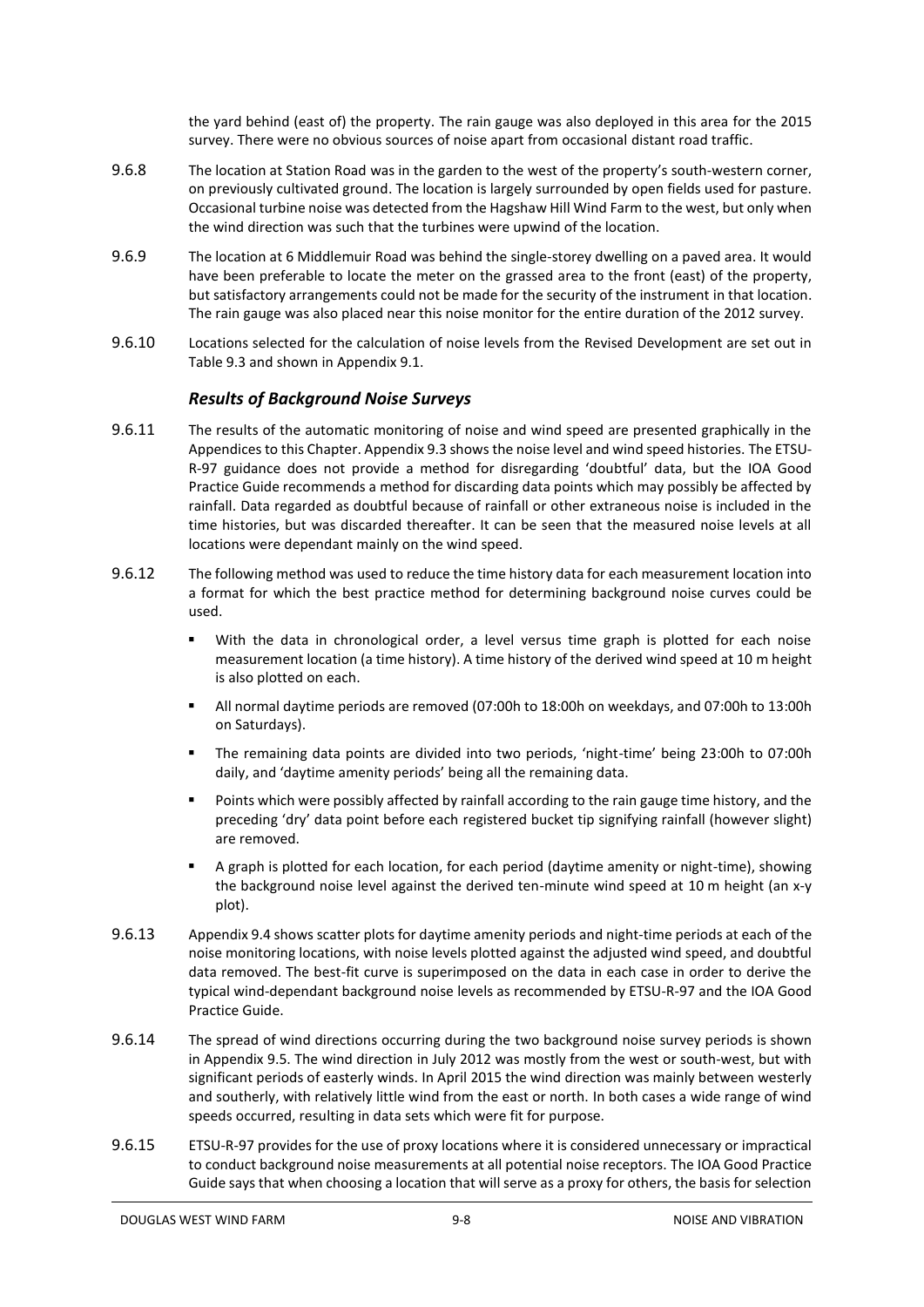the yard behind (east of) the property. The rain gauge was also deployed in this area for the 2015 survey. There were no obvious sources of noise apart from occasional distant road traffic.

9.6.8 The location at Station Road was in the garden to the west of the property's south-western corner, on previously cultivated ground. The location is largely surrounded by open fields used for pasture. Occasional turbine noise was detected from the Hagshaw Hill Wind Farm to the west, but only when the wind direction was such that the turbines were upwind of the location.

9.6.9 The location at 6 Middlemuir Road was behind the single-storey dwelling on a paved area. It would have been preferable to locate the meter on the grassed area to the front (east) of the property, but satisfactory arrangements could not be made for the security of the instrument in that location. The rain gauge was also placed near this noise monitor for the entire duration of the 2012 survey.

9.6.10 Locations selected for the calculation of noise levels from the Revised Development are set out in Table 9.3 and shown in Appendix 9.1.

### *Results of Background Noise Surveys*

9.6.11 The results of the automatic monitoring of noise and wind speed are presented graphically in the Appendices to this Chapter. Appendix 9.3 shows the noise level and wind speed histories. The ETSU-R-97 guidance does not provide a method for disregarding 'doubtful' data, but the IOA Good Practice Guide recommends a method for discarding data points which may possibly be affected by rainfall. Data regarded as doubtful because of rainfall or other extraneous noise is included in the time histories, but was discarded thereafter. It can be seen that the measured noise levels at all locations were dependant mainly on the wind speed.

9.6.12 The following method was used to reduce the time history data for each measurement location into a format for which the best practice method for determining background noise curves could be used.

- With the data in chronological order, a level versus time graph is plotted for each noise measurement location (a time history). A time history of the derived wind speed at 10 m height is also plotted on each.
- All normal daytime periods are removed (07:00h to 18:00h on weekdays, and 07:00h to 13:00h on Saturdays).
- The remaining data points are divided into two periods, 'night-time' being 23:00h to 07:00h daily, and 'daytime amenity periods' being all the remaining data.
- Points which were possibly affected by rainfall according to the rain gauge time history, and the preceding 'dry' data point before each registered bucket tip signifying rainfall (however slight) are removed.
- A graph is plotted for each location, for each period (daytime amenity or night-time), showing the background noise level against the derived ten-minute wind speed at 10 m height (an x-y plot).

9.6.13 Appendix 9.4 shows scatter plots for daytime amenity periods and night-time periods at each of the noise monitoring locations, with noise levels plotted against the adjusted wind speed, and doubtful data removed. The best-fit curve is superimposed on the data in each case in order to derive the typical wind-dependant background noise levels as recommended by ETSU-R-97 and the IOA Good Practice Guide.

9.6.14 The spread of wind directions occurring during the two background noise survey periods is shown in Appendix 9.5. The wind direction in July 2012 was mostly from the west or south-west, but with significant periods of easterly winds. In April 2015 the wind direction was mainly between westerly and southerly, with relatively little wind from the east or north. In both cases a wide range of wind speeds occurred, resulting in data sets which were fit for purpose.

9.6.15 ETSU-R-97 provides for the use of proxy locations where it is considered unnecessary or impractical to conduct background noise measurements at all potential noise receptors. The IOA Good Practice Guide says that when choosing a location that will serve as a proxy for others, the basis for selection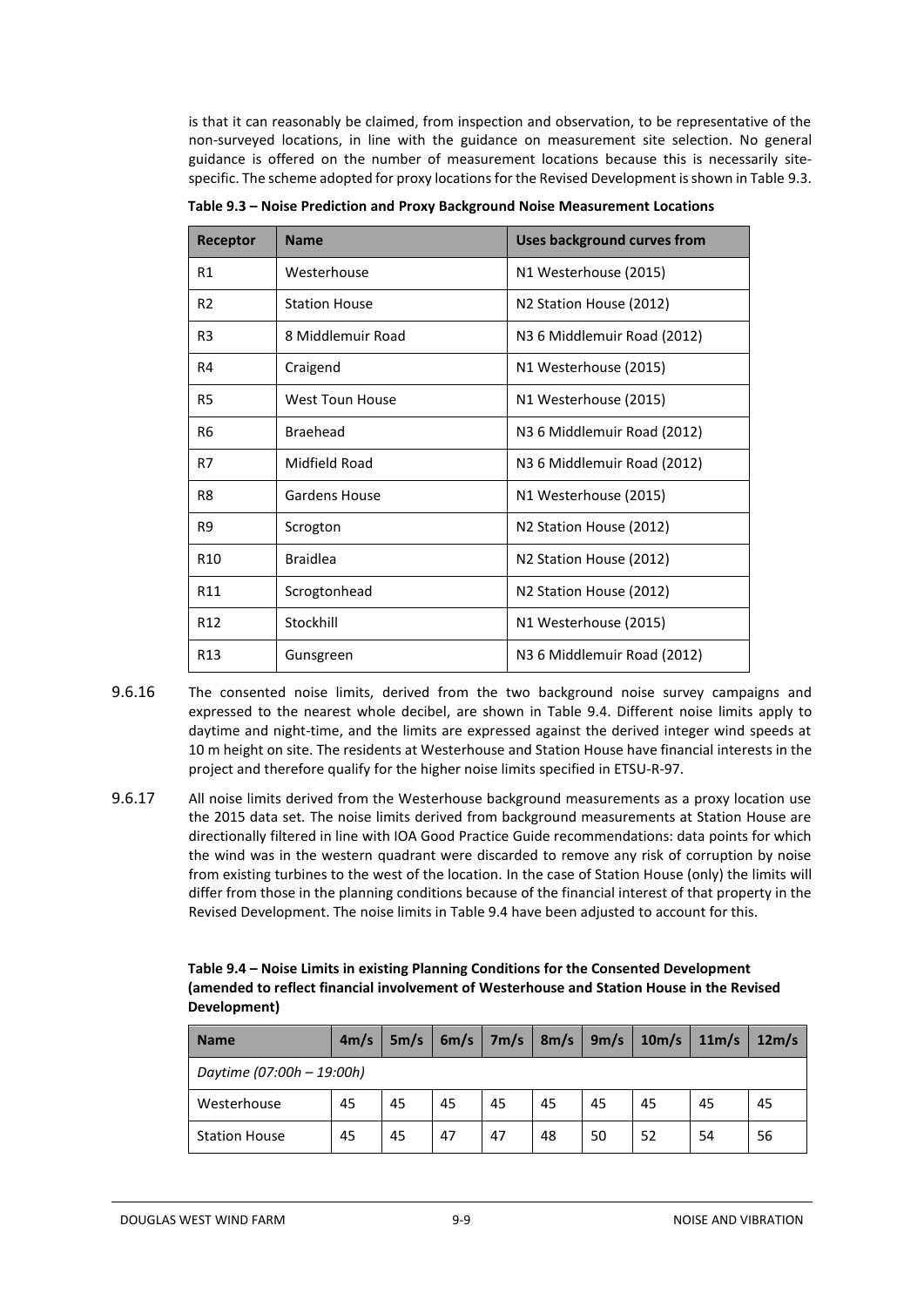is that it can reasonably be claimed, from inspection and observation, to be representative of the non-surveyed locations, in line with the guidance on measurement site selection. No general guidance is offered on the number of measurement locations because this is necessarily site-specific. The scheme adopted for proxy locations for the Revised Development is shown in Table 9.3.

**Table 9.3 – Noise Prediction and Proxy Background Noise Measurement Locations**

| Receptor | Name | Uses background curves from |
|---|---|---|
| R1 | Westerhouse | N1 Westerhouse (2015) |
| R2 | Station House | N2 Station House (2012) |
| R3 | 8 Middlemuir Road | N3 6 Middlemuir Road (2012) |
| R4 | Craigend | N1 Westerhouse (2015) |
| R5 | West Toun House | N1 Westerhouse (2015) |
| R6 | Braehead | N3 6 Middlemuir Road (2012) |
| R7 | Midfield Road | N3 6 Middlemuir Road (2012) |
| R8 | Gardens House | N1 Westerhouse (2015) |
| R9 | Scrogton | N2 Station House (2012) |
| R10 | Braidlea | N2 Station House (2012) |
| R11 | Scrogtonhead | N2 Station House (2012) |
| R12 | Stockhill | N1 Westerhouse (2015) |
| R13 | Gunsgreen | N3 6 Middlemuir Road (2012) |

9.6.16 The consented noise limits, derived from the two background noise survey campaigns and expressed to the nearest whole decibel, are shown in Table 9.4. Different noise limits apply to daytime and night-time, and the limits are expressed against the derived integer wind speeds at 10 m height on site. The residents at Westerhouse and Station House have financial interests in the project and therefore qualify for the higher noise limits specified in ETSU-R-97.

9.6.17 All noise limits derived from the Westerhouse background measurements as a proxy location use the 2015 data set. The noise limits derived from background measurements at Station House are directionally filtered in line with IOA Good Practice Guide recommendations: data points for which the wind was in the western quadrant were discarded to remove any risk of corruption by noise from existing turbines to the west of the location. In the case of Station House (only) the limits will differ from those in the planning conditions because of the financial interest of that property in the Revised Development. The noise limits in Table 9.4 have been adjusted to account for this.

**Table 9.4 – Noise Limits in existing Planning Conditions for the Consented Development (amended to reflect financial involvement of Westerhouse and Station House in the Revised Development)**

| Name | 4m/s | 5m/s | 6m/s | 7m/s | 8m/s | 9m/s | 10m/s | 11m/s | 12m/s |
|---|---|---|---|---|---|---|---|---|---|
| *Daytime (07:00h – 19:00h)* | | | | | | | | | |
| Westerhouse | 45 | 45 | 45 | 45 | 45 | 45 | 45 | 45 | 45 |
| Station House | 45 | 45 | 47 | 47 | 48 | 50 | 52 | 54 | 56 |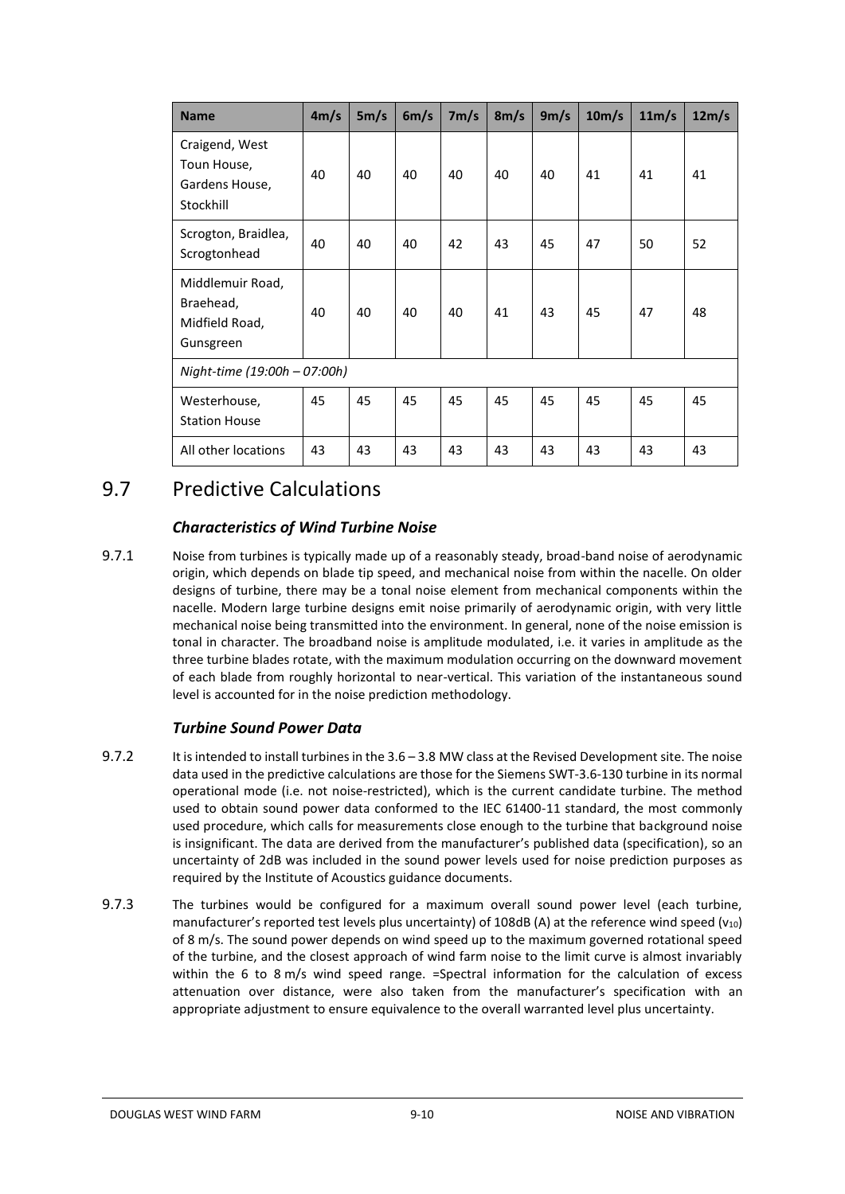| Name | 4m/s | 5m/s | 6m/s | 7m/s | 8m/s | 9m/s | 10m/s | 11m/s | 12m/s |
|---|---|---|---|---|---|---|---|---|---|
| Craigend, West Toun House, Gardens House, Stockhill | 40 | 40 | 40 | 40 | 40 | 40 | 41 | 41 | 41 |
| Scrogton, Braidlea, Scrogtonhead | 40 | 40 | 40 | 42 | 43 | 45 | 47 | 50 | 52 |
| Middlemuir Road, Braehead, Midfield Road, Gunsgreen | 40 | 40 | 40 | 40 | 41 | 43 | 45 | 47 | 48 |
| *Night-time (19:00h – 07:00h)* | | | | | | | | | |
| Westerhouse, Station House | 45 | 45 | 45 | 45 | 45 | 45 | 45 | 45 | 45 |
| All other locations | 43 | 43 | 43 | 43 | 43 | 43 | 43 | 43 | 43 |

## 9.7 Predictive Calculations

### *Characteristics of Wind Turbine Noise*

9.7.1 Noise from turbines is typically made up of a reasonably steady, broad-band noise of aerodynamic origin, which depends on blade tip speed, and mechanical noise from within the nacelle. On older designs of turbine, there may be a tonal noise element from mechanical components within the nacelle. Modern large turbine designs emit noise primarily of aerodynamic origin, with very little mechanical noise being transmitted into the environment. In general, none of the noise emission is tonal in character. The broadband noise is amplitude modulated, i.e. it varies in amplitude as the three turbine blades rotate, with the maximum modulation occurring on the downward movement of each blade from roughly horizontal to near-vertical. This variation of the instantaneous sound level is accounted for in the noise prediction methodology.

### *Turbine Sound Power Data*

9.7.2 It is intended to install turbines in the 3.6 – 3.8 MW class at the Revised Development site. The noise data used in the predictive calculations are those for the Siemens SWT-3.6-130 turbine in its normal operational mode (i.e. not noise-restricted), which is the current candidate turbine. The method used to obtain sound power data conformed to the IEC 61400-11 standard, the most commonly used procedure, which calls for measurements close enough to the turbine that background noise is insignificant. The data are derived from the manufacturer's published data (specification), so an uncertainty of 2dB was included in the sound power levels used for noise prediction purposes as required by the Institute of Acoustics guidance documents.

9.7.3 The turbines would be configured for a maximum overall sound power level (each turbine, manufacturer's reported test levels plus uncertainty) of 108dB (A) at the reference wind speed ($v_{10}$) of 8 m/s. The sound power depends on wind speed up to the maximum governed rotational speed of the turbine, and the closest approach of wind farm noise to the limit curve is almost invariably within the 6 to 8 m/s wind speed range. =Spectral information for the calculation of excess attenuation over distance, were also taken from the manufacturer's specification with an appropriate adjustment to ensure equivalence to the overall warranted level plus uncertainty.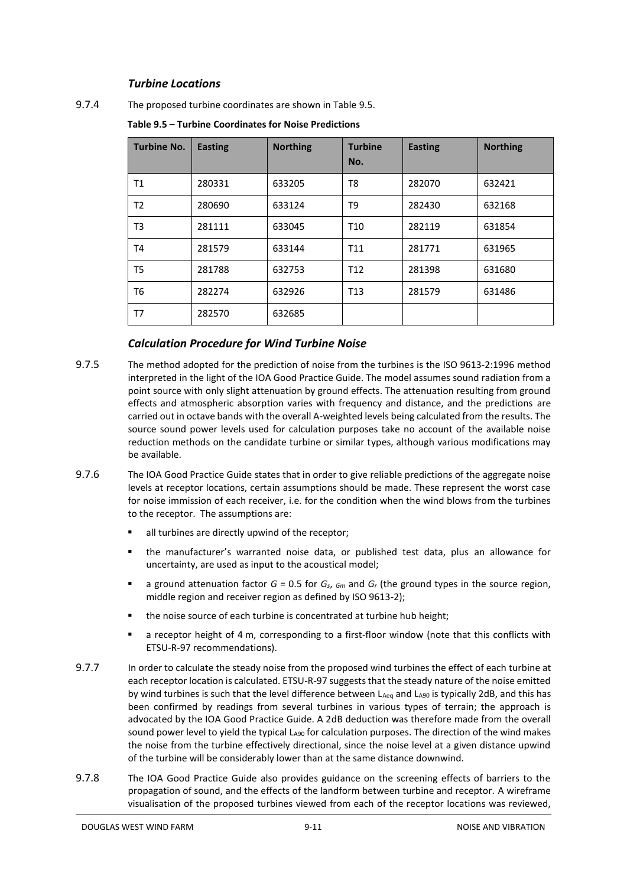### *Turbine Locations*

9.7.4 The proposed turbine coordinates are shown in Table 9.5.

**Table 9.5 – Turbine Coordinates for Noise Predictions**

| Turbine No. | Easting | Northing | Turbine No. | Easting | Northing |
|---|---|---|---|---|---|
| T1 | 280331 | 633205 | T8 | 282070 | 632421 |
| T2 | 280690 | 633124 | T9 | 282430 | 632168 |
| T3 | 281111 | 633045 | T10 | 282119 | 631854 |
| T4 | 281579 | 633144 | T11 | 281771 | 631965 |
| T5 | 281788 | 632753 | T12 | 281398 | 631680 |
| T6 | 282274 | 632926 | T13 | 281579 | 631486 |
| T7 | 282570 | 632685 | | | |

### *Calculation Procedure for Wind Turbine Noise*

9.7.5 The method adopted for the prediction of noise from the turbines is the ISO 9613-2:1996 method interpreted in the light of the IOA Good Practice Guide. The model assumes sound radiation from a point source with only slight attenuation by ground effects. The attenuation resulting from ground effects and atmospheric absorption varies with frequency and distance, and the predictions are carried out in octave bands with the overall A-weighted levels being calculated from the results. The source sound power levels used for calculation purposes take no account of the available noise reduction methods on the candidate turbine or similar types, although various modifications may be available.

9.7.6 The IOA Good Practice Guide states that in order to give reliable predictions of the aggregate noise levels at receptor locations, certain assumptions should be made. These represent the worst case for noise immission of each receiver, i.e. for the condition when the wind blows from the turbines to the receptor. The assumptions are:

- all turbines are directly upwind of the receptor;
- the manufacturer's warranted noise data, or published test data, plus an allowance for uncertainty, are used as input to the acoustical model;
- a ground attenuation factor $G = 0.5$ for $G_s$, $G_m$ and $G_r$ (the ground types in the source region, middle region and receiver region as defined by ISO 9613-2);
- the noise source of each turbine is concentrated at turbine hub height;
- a receptor height of 4 m, corresponding to a first-floor window (note that this conflicts with ETSU-R-97 recommendations).

9.7.7 In order to calculate the steady noise from the proposed wind turbines the effect of each turbine at each receptor location is calculated. ETSU-R-97 suggests that the steady nature of the noise emitted by wind turbines is such that the level difference between $L_{Aeq}$ and $L_{A90}$ is typically 2dB, and this has been confirmed by readings from several turbines in various types of terrain; the approach is advocated by the IOA Good Practice Guide. A 2dB deduction was therefore made from the overall sound power level to yield the typical $L_{A90}$ for calculation purposes. The direction of the wind makes the noise from the turbine effectively directional, since the noise level at a given distance upwind of the turbine will be considerably lower than at the same distance downwind.

9.7.8 The IOA Good Practice Guide also provides guidance on the screening effects of barriers to the propagation of sound, and the effects of the landform between turbine and receptor. A wireframe visualisation of the proposed turbines viewed from each of the receptor locations was reviewed,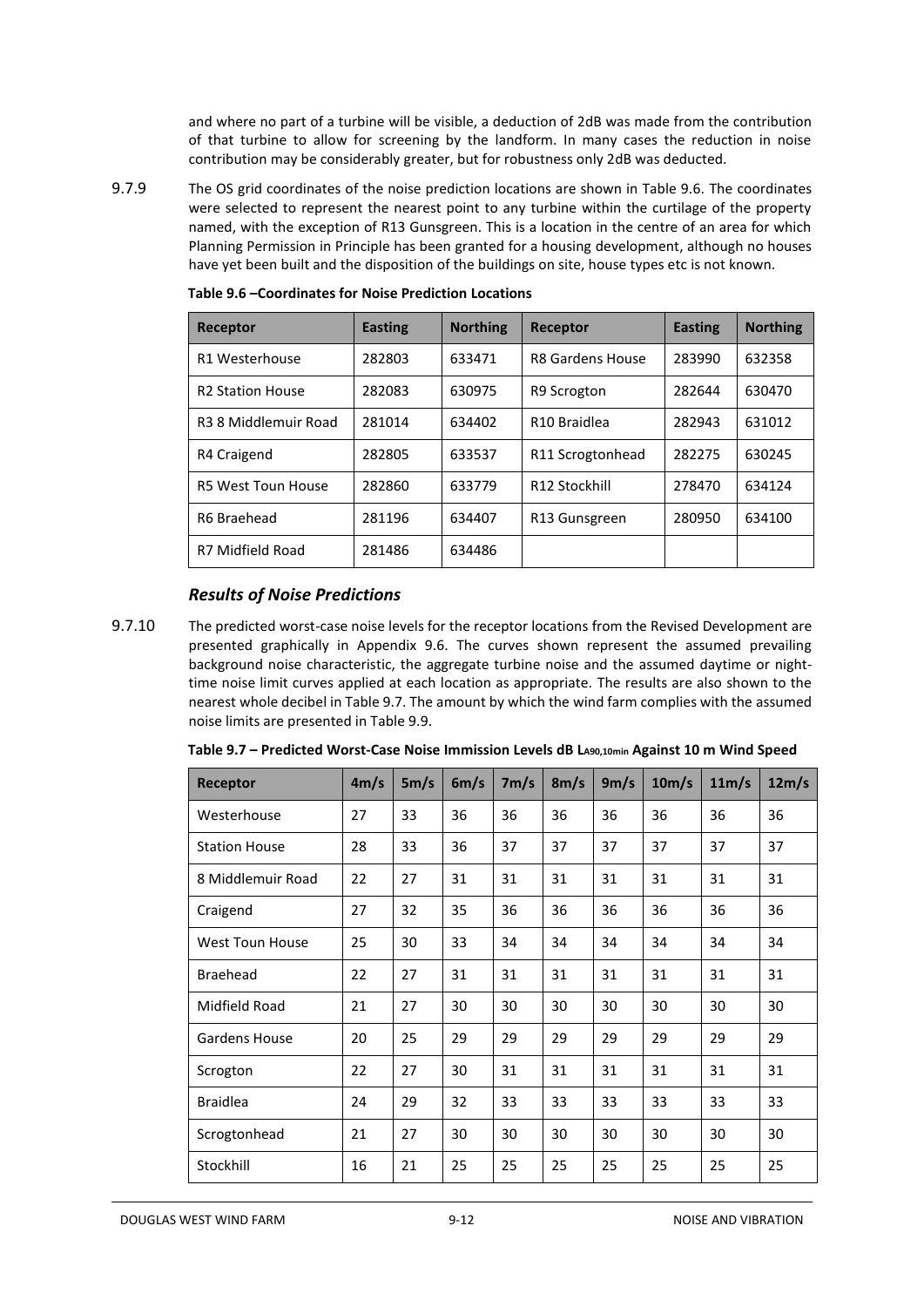and where no part of a turbine will be visible, a deduction of 2dB was made from the contribution of that turbine to allow for screening by the landform. In many cases the reduction in noise contribution may be considerably greater, but for robustness only 2dB was deducted.

9.7.9 The OS grid coordinates of the noise prediction locations are shown in Table 9.6. The coordinates were selected to represent the nearest point to any turbine within the curtilage of the property named, with the exception of R13 Gunsgreen. This is a location in the centre of an area for which Planning Permission in Principle has been granted for a housing development, although no houses have yet been built and the disposition of the buildings on site, house types etc is not known.

**Table 9.6 –Coordinates for Noise Prediction Locations**

| Receptor | Easting | Northing | Receptor | Easting | Northing |
|---|---|---|---|---|---|
| R1 Westerhouse | 282803 | 633471 | R8 Gardens House | 283990 | 632358 |
| R2 Station House | 282083 | 630975 | R9 Scrogton | 282644 | 630470 |
| R3 8 Middlemuir Road | 281014 | 634402 | R10 Braidlea | 282943 | 631012 |
| R4 Craigend | 282805 | 633537 | R11 Scrogtonhead | 282275 | 630245 |
| R5 West Toun House | 282860 | 633779 | R12 Stockhill | 278470 | 634124 |
| R6 Braehead | 281196 | 634407 | R13 Gunsgreen | 280950 | 634100 |
| R7 Midfield Road | 281486 | 634486 | | | |

### *Results of Noise Predictions*

9.7.10 The predicted worst-case noise levels for the receptor locations from the Revised Development are presented graphically in Appendix 9.6. The curves shown represent the assumed prevailing background noise characteristic, the aggregate turbine noise and the assumed daytime or night-time noise limit curves applied at each location as appropriate. The results are also shown to the nearest whole decibel in Table 9.7. The amount by which the wind farm complies with the assumed noise limits are presented in Table 9.9.

**Table 9.7 – Predicted Worst-Case Noise Immission Levels dB $L_{A90,10min}$ Against 10 m Wind Speed**

| Receptor | 4m/s | 5m/s | 6m/s | 7m/s | 8m/s | 9m/s | 10m/s | 11m/s | 12m/s |
|---|---|---|---|---|---|---|---|---|---|
| Westerhouse | 27 | 33 | 36 | 36 | 36 | 36 | 36 | 36 | 36 |
| Station House | 28 | 33 | 36 | 37 | 37 | 37 | 37 | 37 | 37 |
| 8 Middlemuir Road | 22 | 27 | 31 | 31 | 31 | 31 | 31 | 31 | 31 |
| Craigend | 27 | 32 | 35 | 36 | 36 | 36 | 36 | 36 | 36 |
| West Toun House | 25 | 30 | 33 | 34 | 34 | 34 | 34 | 34 | 34 |
| Braehead | 22 | 27 | 31 | 31 | 31 | 31 | 31 | 31 | 31 |
| Midfield Road | 21 | 27 | 30 | 30 | 30 | 30 | 30 | 30 | 30 |
| Gardens House | 20 | 25 | 29 | 29 | 29 | 29 | 29 | 29 | 29 |
| Scrogton | 22 | 27 | 30 | 31 | 31 | 31 | 31 | 31 | 31 |
| Braidlea | 24 | 29 | 32 | 33 | 33 | 33 | 33 | 33 | 33 |
| Scrogtonhead | 21 | 27 | 30 | 30 | 30 | 30 | 30 | 30 | 30 |
| Stockhill | 16 | 21 | 25 | 25 | 25 | 25 | 25 | 25 | 25 |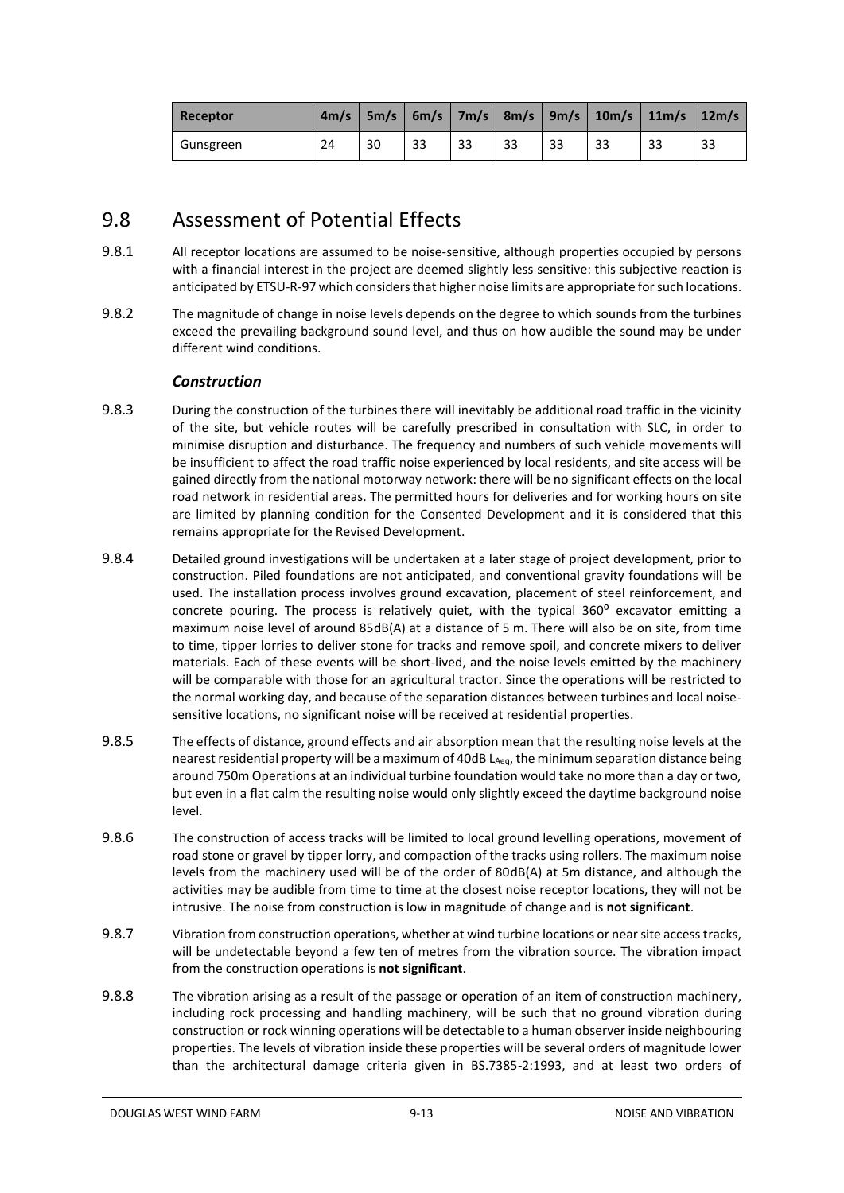| Receptor | 4m/s | 5m/s | 6m/s | 7m/s | 8m/s | 9m/s | 10m/s | 11m/s | 12m/s |
|---|---|---|---|---|---|---|---|---|---|
| Gunsgreen | 24 | 30 | 33 | 33 | 33 | 33 | 33 | 33 | 33 |

## 9.8 Assessment of Potential Effects

9.8.1 All receptor locations are assumed to be noise-sensitive, although properties occupied by persons with a financial interest in the project are deemed slightly less sensitive: this subjective reaction is anticipated by ETSU-R-97 which considers that higher noise limits are appropriate for such locations.

9.8.2 The magnitude of change in noise levels depends on the degree to which sounds from the turbines exceed the prevailing background sound level, and thus on how audible the sound may be under different wind conditions.

### *Construction*

9.8.3 During the construction of the turbines there will inevitably be additional road traffic in the vicinity of the site, but vehicle routes will be carefully prescribed in consultation with SLC, in order to minimise disruption and disturbance. The frequency and numbers of such vehicle movements will be insufficient to affect the road traffic noise experienced by local residents, and site access will be gained directly from the national motorway network: there will be no significant effects on the local road network in residential areas. The permitted hours for deliveries and for working hours on site are limited by planning condition for the Consented Development and it is considered that this remains appropriate for the Revised Development.

9.8.4 Detailed ground investigations will be undertaken at a later stage of project development, prior to construction. Piled foundations are not anticipated, and conventional gravity foundations will be used. The installation process involves ground excavation, placement of steel reinforcement, and concrete pouring. The process is relatively quiet, with the typical 360° excavator emitting a maximum noise level of around 85dB(A) at a distance of 5 m. There will also be on site, from time to time, tipper lorries to deliver stone for tracks and remove spoil, and concrete mixers to deliver materials. Each of these events will be short-lived, and the noise levels emitted by the machinery will be comparable with those for an agricultural tractor. Since the operations will be restricted to the normal working day, and because of the separation distances between turbines and local noise-sensitive locations, no significant noise will be received at residential properties.

9.8.5 The effects of distance, ground effects and air absorption mean that the resulting noise levels at the nearest residential property will be a maximum of 40dB $L_{Aeq}$, the minimum separation distance being around 750m Operations at an individual turbine foundation would take no more than a day or two, but even in a flat calm the resulting noise would only slightly exceed the daytime background noise level.

9.8.6 The construction of access tracks will be limited to local ground levelling operations, movement of road stone or gravel by tipper lorry, and compaction of the tracks using rollers. The maximum noise levels from the machinery used will be of the order of 80dB(A) at 5m distance, and although the activities may be audible from time to time at the closest noise receptor locations, they will not be intrusive. The noise from construction is low in magnitude of change and is **not significant**.

9.8.7 Vibration from construction operations, whether at wind turbine locations or near site access tracks, will be undetectable beyond a few ten of metres from the vibration source. The vibration impact from the construction operations is **not significant**.

9.8.8 The vibration arising as a result of the passage or operation of an item of construction machinery, including rock processing and handling machinery, will be such that no ground vibration during construction or rock winning operations will be detectable to a human observer inside neighbouring properties. The levels of vibration inside these properties will be several orders of magnitude lower than the architectural damage criteria given in BS.7385-2:1993, and at least two orders of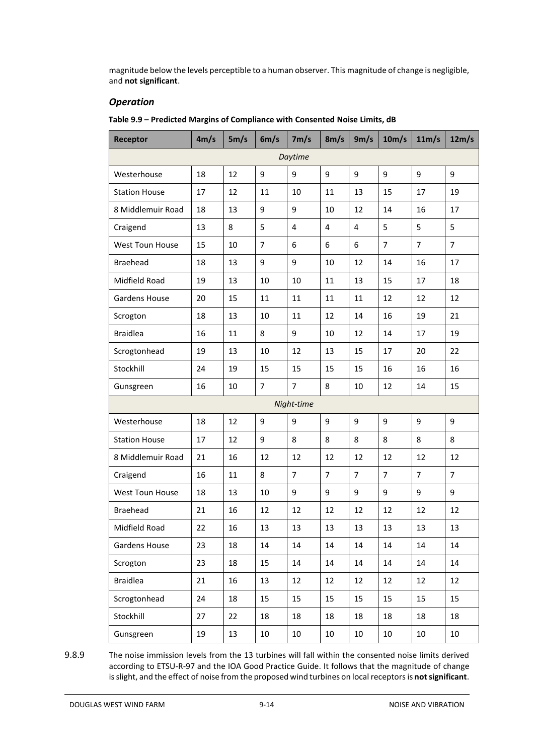magnitude below the levels perceptible to a human observer. This magnitude of change is negligible, and **not significant**.

### *Operation*

**Table 9.9 – Predicted Margins of Compliance with Consented Noise Limits, dB**

| Receptor | 4m/s | 5m/s | 6m/s | 7m/s | 8m/s | 9m/s | 10m/s | 11m/s | 12m/s |
|---|---|---|---|---|---|---|---|---|---|
| *Daytime* | | | | | | | | | |
| Westerhouse | 18 | 12 | 9 | 9 | 9 | 9 | 9 | 9 | 9 |
| Station House | 17 | 12 | 11 | 10 | 11 | 13 | 15 | 17 | 19 |
| 8 Middlemuir Road | 18 | 13 | 9 | 9 | 10 | 12 | 14 | 16 | 17 |
| Craigend | 13 | 8 | 5 | 4 | 4 | 4 | 5 | 5 | 5 |
| West Toun House | 15 | 10 | 7 | 6 | 6 | 6 | 7 | 7 | 7 |
| Braehead | 18 | 13 | 9 | 9 | 10 | 12 | 14 | 16 | 17 |
| Midfield Road | 19 | 13 | 10 | 10 | 11 | 13 | 15 | 17 | 18 |
| Gardens House | 20 | 15 | 11 | 11 | 11 | 11 | 12 | 12 | 12 |
| Scrogton | 18 | 13 | 10 | 11 | 12 | 14 | 16 | 19 | 21 |
| Braidlea | 16 | 11 | 8 | 9 | 10 | 12 | 14 | 17 | 19 |
| Scrogtonhead | 19 | 13 | 10 | 12 | 13 | 15 | 17 | 20 | 22 |
| Stockhill | 24 | 19 | 15 | 15 | 15 | 15 | 16 | 16 | 16 |
| Gunsgreen | 16 | 10 | 7 | 7 | 8 | 10 | 12 | 14 | 15 |
| *Night-time* | | | | | | | | | |
| Westerhouse | 18 | 12 | 9 | 9 | 9 | 9 | 9 | 9 | 9 |
| Station House | 17 | 12 | 9 | 8 | 8 | 8 | 8 | 8 | 8 |
| 8 Middlemuir Road | 21 | 16 | 12 | 12 | 12 | 12 | 12 | 12 | 12 |
| Craigend | 16 | 11 | 8 | 7 | 7 | 7 | 7 | 7 | 7 |
| West Toun House | 18 | 13 | 10 | 9 | 9 | 9 | 9 | 9 | 9 |
| Braehead | 21 | 16 | 12 | 12 | 12 | 12 | 12 | 12 | 12 |
| Midfield Road | 22 | 16 | 13 | 13 | 13 | 13 | 13 | 13 | 13 |
| Gardens House | 23 | 18 | 14 | 14 | 14 | 14 | 14 | 14 | 14 |
| Scrogton | 23 | 18 | 15 | 14 | 14 | 14 | 14 | 14 | 14 |
| Braidlea | 21 | 16 | 13 | 12 | 12 | 12 | 12 | 12 | 12 |
| Scrogtonhead | 24 | 18 | 15 | 15 | 15 | 15 | 15 | 15 | 15 |
| Stockhill | 27 | 22 | 18 | 18 | 18 | 18 | 18 | 18 | 18 |
| Gunsgreen | 19 | 13 | 10 | 10 | 10 | 10 | 10 | 10 | 10 |

9.8.9 The noise immission levels from the 13 turbines will fall within the consented noise limits derived according to ETSU-R-97 and the IOA Good Practice Guide. It follows that the magnitude of change is slight, and the effect of noise from the proposed wind turbines on local receptors is **not significant**.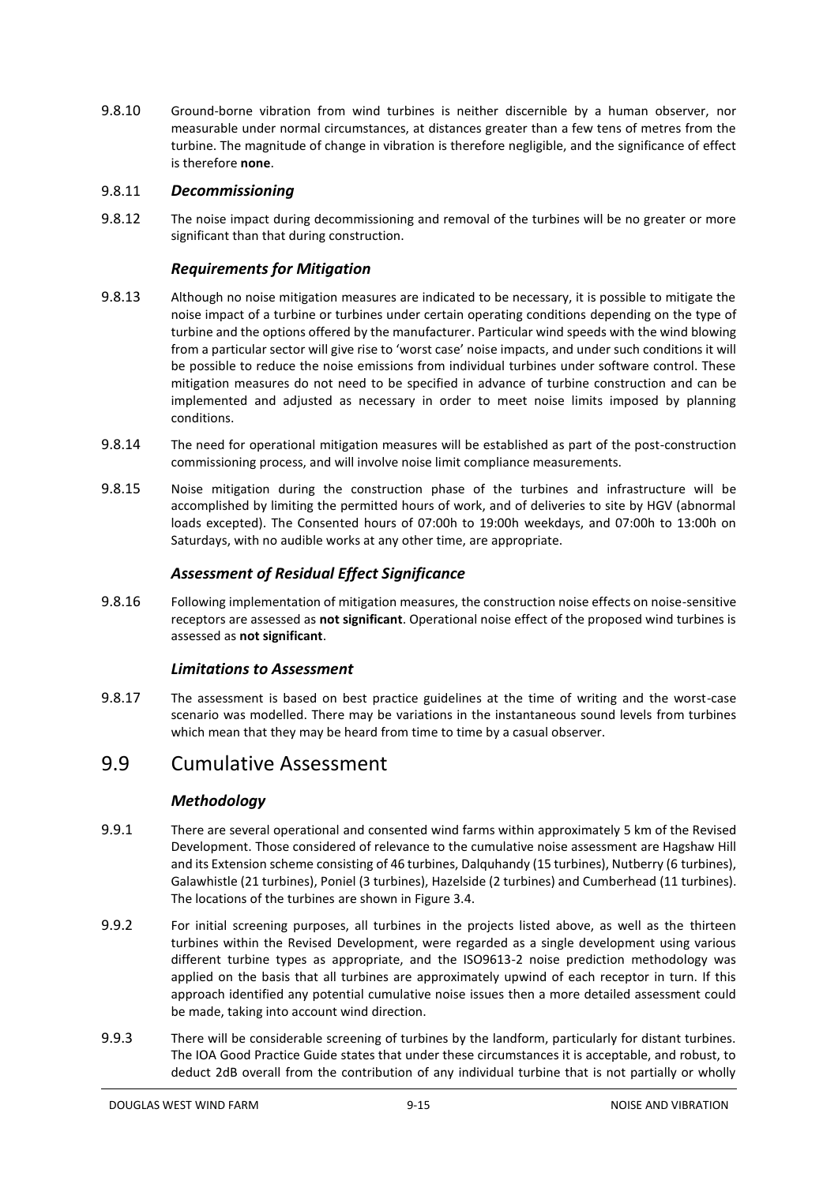9.8.10 Ground-borne vibration from wind turbines is neither discernible by a human observer, nor measurable under normal circumstances, at distances greater than a few tens of metres from the turbine. The magnitude of change in vibration is therefore negligible, and the significance of effect is therefore **none**.

### 9.8.11 *Decommissioning*

9.8.12 The noise impact during decommissioning and removal of the turbines will be no greater or more significant than that during construction.

### *Requirements for Mitigation*

9.8.13 Although no noise mitigation measures are indicated to be necessary, it is possible to mitigate the noise impact of a turbine or turbines under certain operating conditions depending on the type of turbine and the options offered by the manufacturer. Particular wind speeds with the wind blowing from a particular sector will give rise to 'worst case' noise impacts, and under such conditions it will be possible to reduce the noise emissions from individual turbines under software control. These mitigation measures do not need to be specified in advance of turbine construction and can be implemented and adjusted as necessary in order to meet noise limits imposed by planning conditions.

9.8.14 The need for operational mitigation measures will be established as part of the post-construction commissioning process, and will involve noise limit compliance measurements.

9.8.15 Noise mitigation during the construction phase of the turbines and infrastructure will be accomplished by limiting the permitted hours of work, and of deliveries to site by HGV (abnormal loads excepted). The Consented hours of 07:00h to 19:00h weekdays, and 07:00h to 13:00h on Saturdays, with no audible works at any other time, are appropriate.

### *Assessment of Residual Effect Significance*

9.8.16 Following implementation of mitigation measures, the construction noise effects on noise-sensitive receptors are assessed as **not significant**. Operational noise effect of the proposed wind turbines is assessed as **not significant**.

### *Limitations to Assessment*

9.8.17 The assessment is based on best practice guidelines at the time of writing and the worst-case scenario was modelled. There may be variations in the instantaneous sound levels from turbines which mean that they may be heard from time to time by a casual observer.

## 9.9 Cumulative Assessment

### *Methodology*

9.9.1 There are several operational and consented wind farms within approximately 5 km of the Revised Development. Those considered of relevance to the cumulative noise assessment are Hagshaw Hill and its Extension scheme consisting of 46 turbines, Dalquhandy (15 turbines), Nutberry (6 turbines), Galawhistle (21 turbines), Poniel (3 turbines), Hazelside (2 turbines) and Cumberhead (11 turbines). The locations of the turbines are shown in Figure 3.4.

9.9.2 For initial screening purposes, all turbines in the projects listed above, as well as the thirteen turbines within the Revised Development, were regarded as a single development using various different turbine types as appropriate, and the ISO9613-2 noise prediction methodology was applied on the basis that all turbines are approximately upwind of each receptor in turn. If this approach identified any potential cumulative noise issues then a more detailed assessment could be made, taking into account wind direction.

9.9.3 There will be considerable screening of turbines by the landform, particularly for distant turbines. The IOA Good Practice Guide states that under these circumstances it is acceptable, and robust, to deduct 2dB overall from the contribution of any individual turbine that is not partially or wholly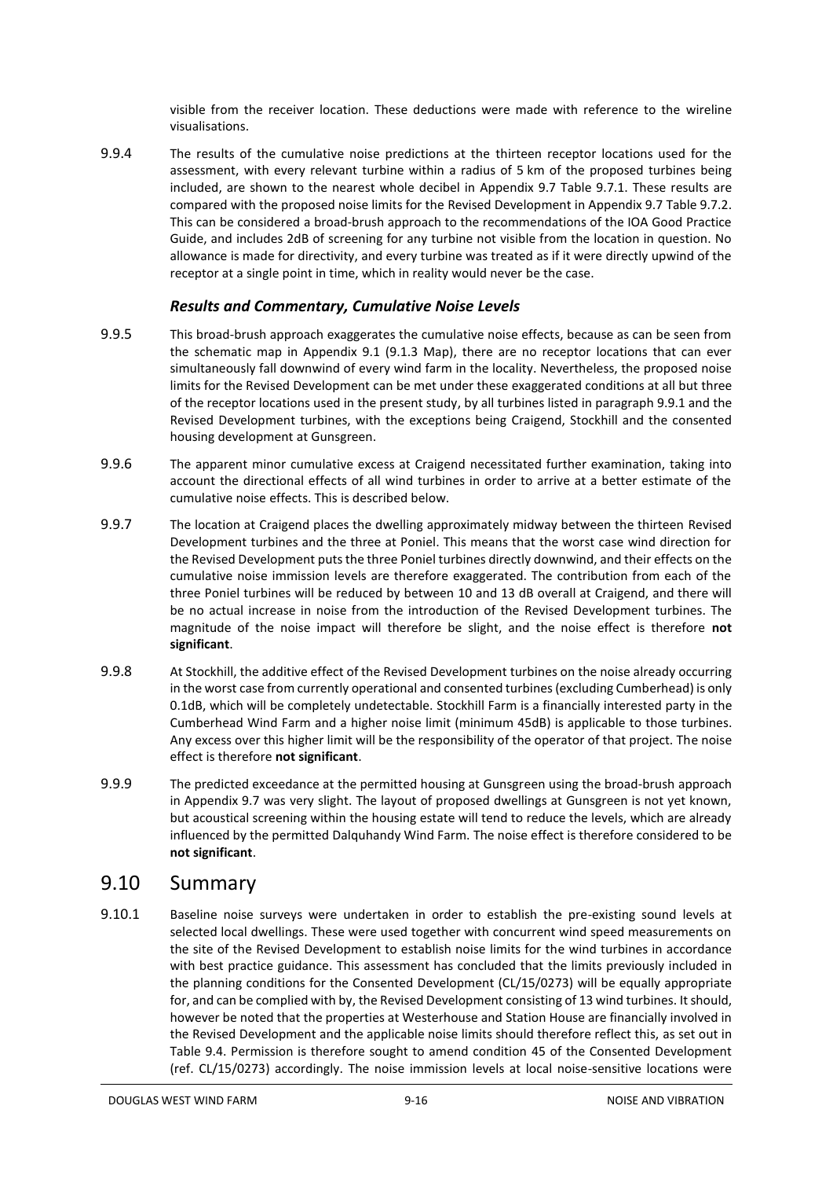visible from the receiver location. These deductions were made with reference to the wireline visualisations.

9.9.4 The results of the cumulative noise predictions at the thirteen receptor locations used for the assessment, with every relevant turbine within a radius of 5 km of the proposed turbines being included, are shown to the nearest whole decibel in Appendix 9.7 Table 9.7.1. These results are compared with the proposed noise limits for the Revised Development in Appendix 9.7 Table 9.7.2. This can be considered a broad-brush approach to the recommendations of the IOA Good Practice Guide, and includes 2dB of screening for any turbine not visible from the location in question. No allowance is made for directivity, and every turbine was treated as if it were directly upwind of the receptor at a single point in time, which in reality would never be the case.

### *Results and Commentary, Cumulative Noise Levels*

9.9.5 This broad-brush approach exaggerates the cumulative noise effects, because as can be seen from the schematic map in Appendix 9.1 (9.1.3 Map), there are no receptor locations that can ever simultaneously fall downwind of every wind farm in the locality. Nevertheless, the proposed noise limits for the Revised Development can be met under these exaggerated conditions at all but three of the receptor locations used in the present study, by all turbines listed in paragraph 9.9.1 and the Revised Development turbines, with the exceptions being Craigend, Stockhill and the consented housing development at Gunsgreen.

9.9.6 The apparent minor cumulative excess at Craigend necessitated further examination, taking into account the directional effects of all wind turbines in order to arrive at a better estimate of the cumulative noise effects. This is described below.

9.9.7 The location at Craigend places the dwelling approximately midway between the thirteen Revised Development turbines and the three at Poniel. This means that the worst case wind direction for the Revised Development puts the three Poniel turbines directly downwind, and their effects on the cumulative noise immission levels are therefore exaggerated. The contribution from each of the three Poniel turbines will be reduced by between 10 and 13 dB overall at Craigend, and there will be no actual increase in noise from the introduction of the Revised Development turbines. The magnitude of the noise impact will therefore be slight, and the noise effect is therefore **not significant**.

9.9.8 At Stockhill, the additive effect of the Revised Development turbines on the noise already occurring in the worst case from currently operational and consented turbines (excluding Cumberhead) is only 0.1dB, which will be completely undetectable. Stockhill Farm is a financially interested party in the Cumberhead Wind Farm and a higher noise limit (minimum 45dB) is applicable to those turbines. Any excess over this higher limit will be the responsibility of the operator of that project. The noise effect is therefore **not significant**.

9.9.9 The predicted exceedance at the permitted housing at Gunsgreen using the broad-brush approach in Appendix 9.7 was very slight. The layout of proposed dwellings at Gunsgreen is not yet known, but acoustical screening within the housing estate will tend to reduce the levels, which are already influenced by the permitted Dalquhandy Wind Farm. The noise effect is therefore considered to be **not significant**.

## 9.10 Summary

9.10.1 Baseline noise surveys were undertaken in order to establish the pre-existing sound levels at selected local dwellings. These were used together with concurrent wind speed measurements on the site of the Revised Development to establish noise limits for the wind turbines in accordance with best practice guidance. This assessment has concluded that the limits previously included in the planning conditions for the Consented Development (CL/15/0273) will be equally appropriate for, and can be complied with by, the Revised Development consisting of 13 wind turbines. It should, however be noted that the properties at Westerhouse and Station House are financially involved in the Revised Development and the applicable noise limits should therefore reflect this, as set out in Table 9.4. Permission is therefore sought to amend condition 45 of the Consented Development (ref. CL/15/0273) accordingly. The noise immission levels at local noise-sensitive locations were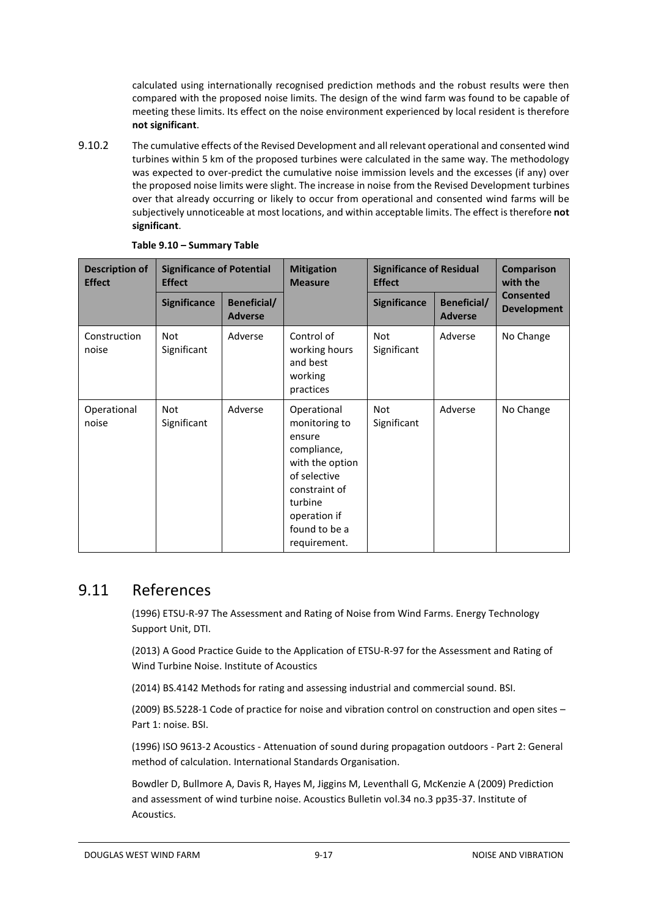calculated using internationally recognised prediction methods and the robust results were then compared with the proposed noise limits. The design of the wind farm was found to be capable of meeting these limits. Its effect on the noise environment experienced by local resident is therefore **not significant**.

9.10.2 The cumulative effects of the Revised Development and all relevant operational and consented wind turbines within 5 km of the proposed turbines were calculated in the same way. The methodology was expected to over-predict the cumulative noise immission levels and the excesses (if any) over the proposed noise limits were slight. The increase in noise from the Revised Development turbines over that already occurring or likely to occur from operational and consented wind farms will be subjectively unnoticeable at most locations, and within acceptable limits. The effect is therefore **not significant**.

**Table 9.10 – Summary Table**

| Description of Effect | Significance of Potential Effect | | Mitigation Measure | Significance of Residual Effect | | Comparison with the Consented Development |
|---|---|---|---|---|---|---|
| | Significance | Beneficial/ Adverse | | Significance | Beneficial/ Adverse | |
| Construction noise | Not Significant | Adverse | Control of working hours and best working practices | Not Significant | Adverse | No Change |
| Operational noise | Not Significant | Adverse | Operational monitoring to ensure compliance, with the option of selective constraint of turbine operation if found to be a requirement. | Not Significant | Adverse | No Change |

## 9.11 References

(1996) ETSU-R-97 The Assessment and Rating of Noise from Wind Farms. Energy Technology Support Unit, DTI.

(2013) A Good Practice Guide to the Application of ETSU-R-97 for the Assessment and Rating of Wind Turbine Noise. Institute of Acoustics

(2014) BS.4142 Methods for rating and assessing industrial and commercial sound. BSI.

(2009) BS.5228-1 Code of practice for noise and vibration control on construction and open sites – Part 1: noise. BSI.

(1996) ISO 9613-2 Acoustics - Attenuation of sound during propagation outdoors - Part 2: General method of calculation. International Standards Organisation.

Bowdler D, Bullmore A, Davis R, Hayes M, Jiggins M, Leventhall G, McKenzie A (2009) Prediction and assessment of wind turbine noise. Acoustics Bulletin vol.34 no.3 pp35-37. Institute of Acoustics.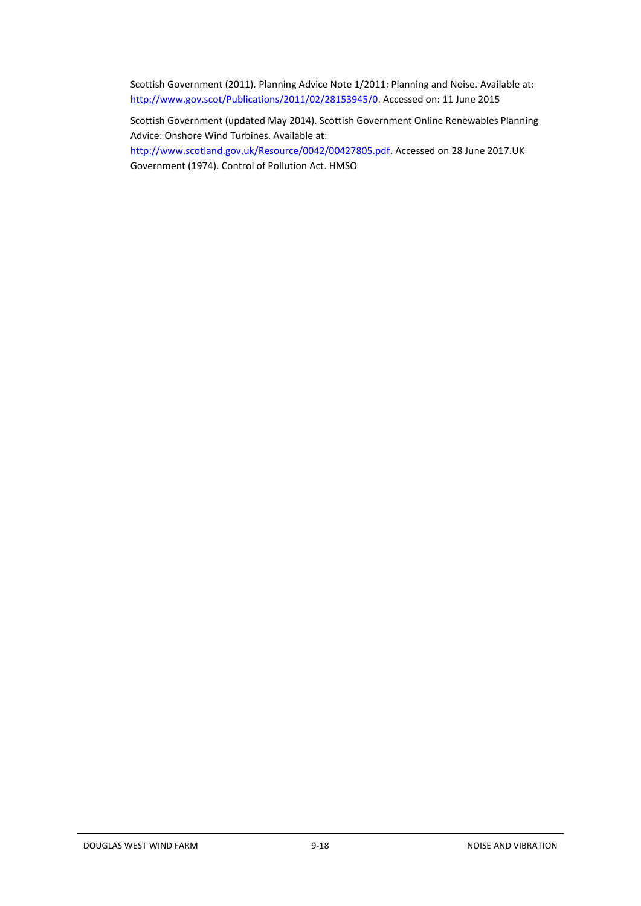Scottish Government (2011). Planning Advice Note 1/2011: Planning and Noise. Available at: http://www.gov.scot/Publications/2011/02/28153945/0. Accessed on: 11 June 2015

Scottish Government (updated May 2014). Scottish Government Online Renewables Planning Advice: Onshore Wind Turbines. Available at: http://www.scotland.gov.uk/Resource/0042/00427805.pdf. Accessed on 28 June 2017.UK Government (1974). Control of Pollution Act. HMSO